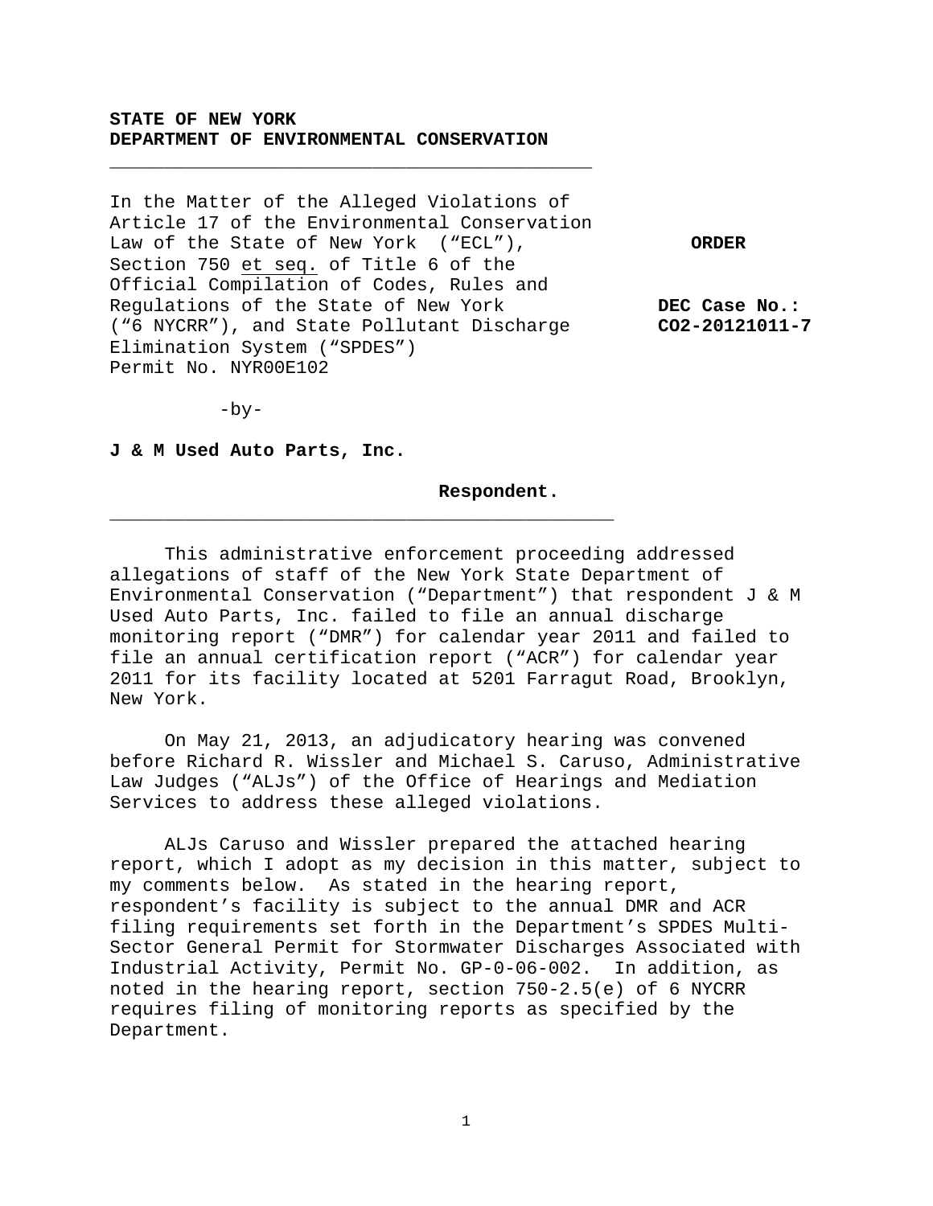**STATE OF NEW YORK**
**DEPARTMENT OF ENVIRONMENTAL CONSERVATION**

---

In the Matter of the Alleged Violations of Article 17 of the Environmental Conservation Law of the State of New York ("ECL"), Section 750 et seq. of Title 6 of the Official Compilation of Codes, Rules and Regulations of the State of New York ("6 NYCRR"), and State Pollutant Discharge Elimination System ("SPDES") Permit No. NYR00E102

-by-

**J & M Used Auto Parts, Inc.**

**Respondent.**

---

**ORDER**

**DEC Case No.: CO2-20121011-7**

This administrative enforcement proceeding addressed allegations of staff of the New York State Department of Environmental Conservation ("Department") that respondent J & M Used Auto Parts, Inc. failed to file an annual discharge monitoring report ("DMR") for calendar year 2011 and failed to file an annual certification report ("ACR") for calendar year 2011 for its facility located at 5201 Farragut Road, Brooklyn, New York.

On May 21, 2013, an adjudicatory hearing was convened before Richard R. Wissler and Michael S. Caruso, Administrative Law Judges ("ALJs") of the Office of Hearings and Mediation Services to address these alleged violations.

ALJs Caruso and Wissler prepared the attached hearing report, which I adopt as my decision in this matter, subject to my comments below. As stated in the hearing report, respondent's facility is subject to the annual DMR and ACR filing requirements set forth in the Department's SPDES Multi-Sector General Permit for Stormwater Discharges Associated with Industrial Activity, Permit No. GP-0-06-002. In addition, as noted in the hearing report, section 750-2.5(e) of 6 NYCRR requires filing of monitoring reports as specified by the Department.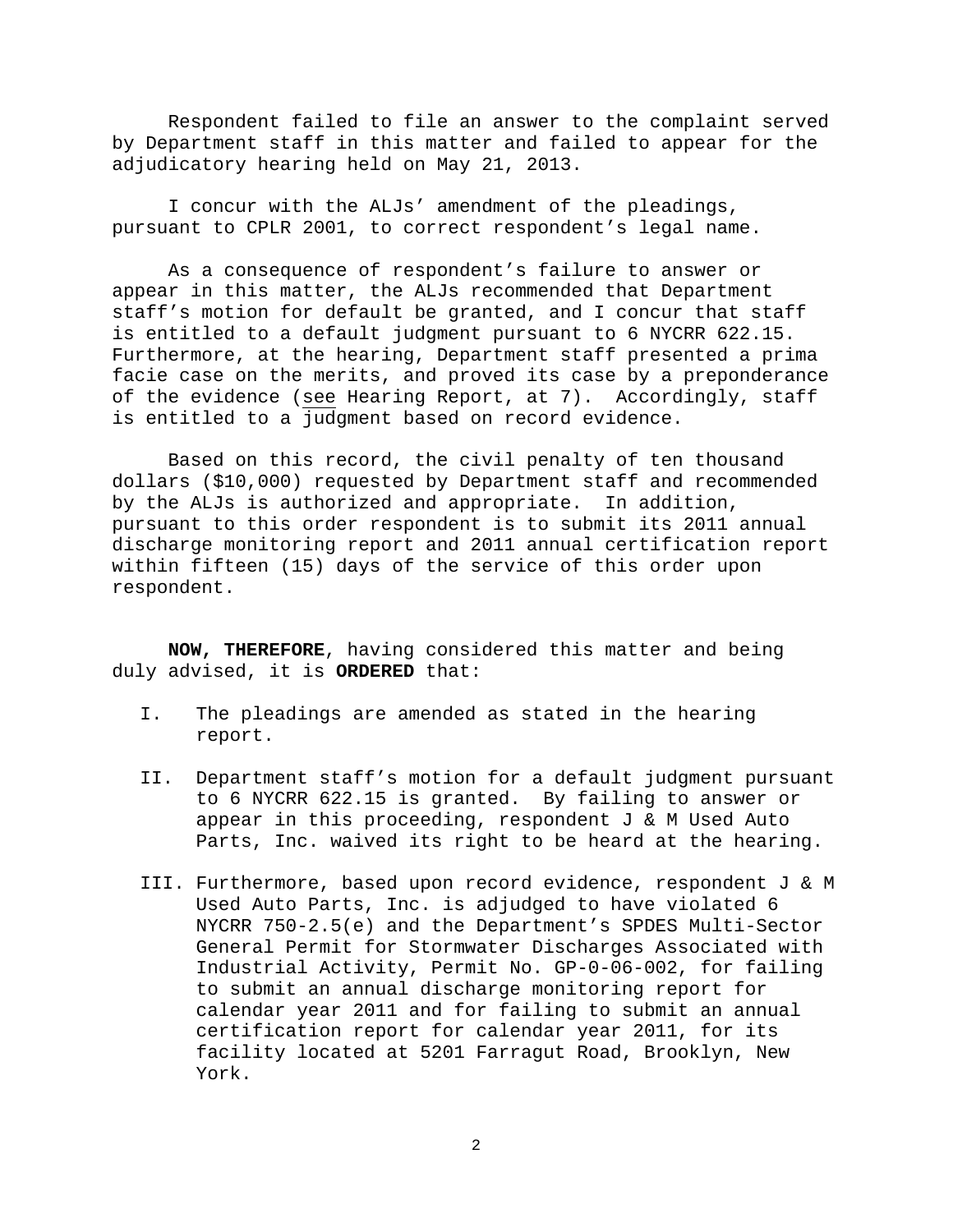Respondent failed to file an answer to the complaint served by Department staff in this matter and failed to appear for the adjudicatory hearing held on May 21, 2013.

I concur with the ALJs' amendment of the pleadings, pursuant to CPLR 2001, to correct respondent's legal name.

As a consequence of respondent's failure to answer or appear in this matter, the ALJs recommended that Department staff's motion for default be granted, and I concur that staff is entitled to a default judgment pursuant to 6 NYCRR 622.15. Furthermore, at the hearing, Department staff presented a prima facie case on the merits, and proved its case by a preponderance of the evidence (see Hearing Report, at 7). Accordingly, staff is entitled to a judgment based on record evidence.

Based on this record, the civil penalty of ten thousand dollars ($10,000) requested by Department staff and recommended by the ALJs is authorized and appropriate. In addition, pursuant to this order respondent is to submit its 2011 annual discharge monitoring report and 2011 annual certification report within fifteen (15) days of the service of this order upon respondent.

**NOW, THEREFORE**, having considered this matter and being duly advised, it is **ORDERED** that:

I. The pleadings are amended as stated in the hearing report.

II. Department staff's motion for a default judgment pursuant to 6 NYCRR 622.15 is granted. By failing to answer or appear in this proceeding, respondent J & M Used Auto Parts, Inc. waived its right to be heard at the hearing.

III. Furthermore, based upon record evidence, respondent J & M Used Auto Parts, Inc. is adjudged to have violated 6 NYCRR 750-2.5(e) and the Department's SPDES Multi-Sector General Permit for Stormwater Discharges Associated with Industrial Activity, Permit No. GP-0-06-002, for failing to submit an annual discharge monitoring report for calendar year 2011 and for failing to submit an annual certification report for calendar year 2011, for its facility located at 5201 Farragut Road, Brooklyn, New York.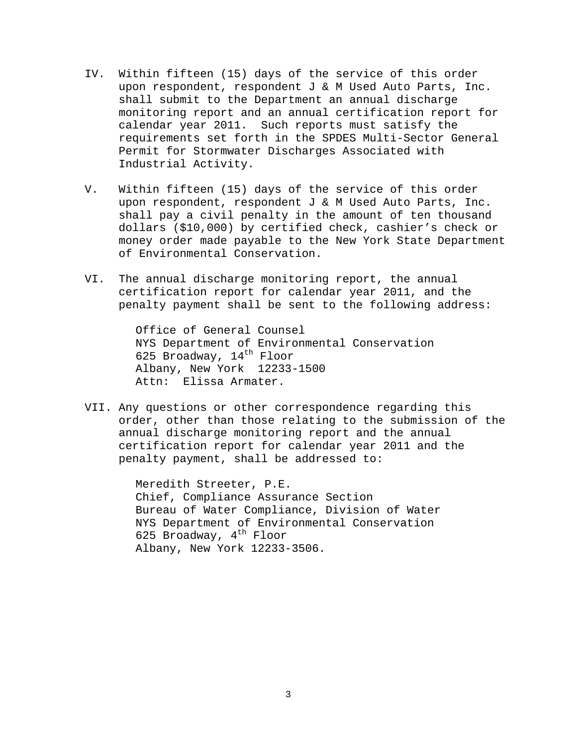IV. Within fifteen (15) days of the service of this order upon respondent, respondent J & M Used Auto Parts, Inc. shall submit to the Department an annual discharge monitoring report and an annual certification report for calendar year 2011. Such reports must satisfy the requirements set forth in the SPDES Multi-Sector General Permit for Stormwater Discharges Associated with Industrial Activity.

V. Within fifteen (15) days of the service of this order upon respondent, respondent J & M Used Auto Parts, Inc. shall pay a civil penalty in the amount of ten thousand dollars ($10,000) by certified check, cashier's check or money order made payable to the New York State Department of Environmental Conservation.

VI. The annual discharge monitoring report, the annual certification report for calendar year 2011, and the penalty payment shall be sent to the following address:

> Office of General Counsel
> NYS Department of Environmental Conservation
> 625 Broadway, 14th Floor
> Albany, New York 12233-1500
> Attn: Elissa Armater.

VII. Any questions or other correspondence regarding this order, other than those relating to the submission of the annual discharge monitoring report and the annual certification report for calendar year 2011 and the penalty payment, shall be addressed to:

> Meredith Streeter, P.E.
> Chief, Compliance Assurance Section
> Bureau of Water Compliance, Division of Water
> NYS Department of Environmental Conservation
> 625 Broadway, 4th Floor
> Albany, New York 12233-3506.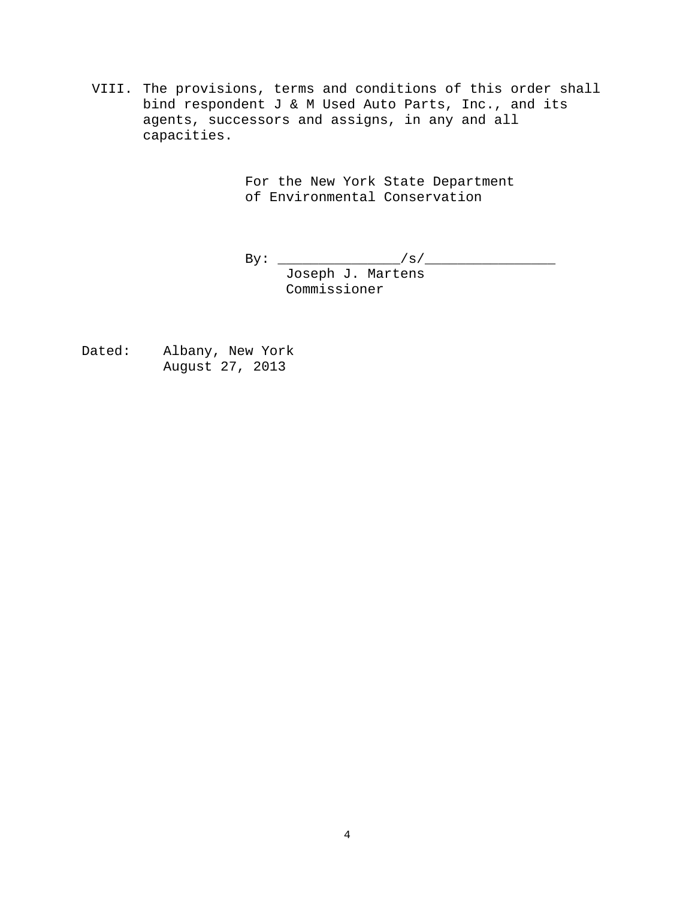VIII. The provisions, terms and conditions of this order shall bind respondent J & M Used Auto Parts, Inc., and its agents, successors and assigns, in any and all capacities.

For the New York State Department of Environmental Conservation

By: _______________/s/________________
Joseph J. Martens
Commissioner

Dated: Albany, New York
August 27, 2013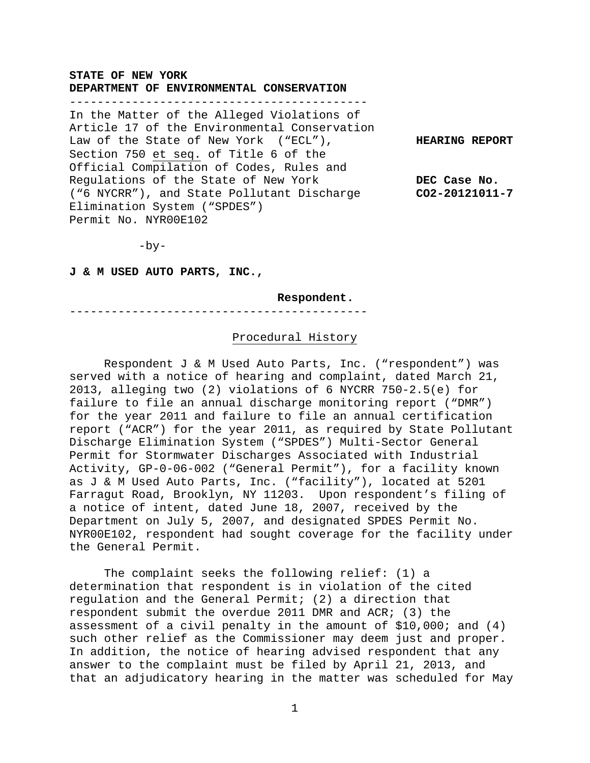**STATE OF NEW YORK**
**DEPARTMENT OF ENVIRONMENTAL CONSERVATION**

---

In the Matter of the Alleged Violations of Article 17 of the Environmental Conservation Law of the State of New York ("ECL"), Section 750 et seq. of Title 6 of the Official Compilation of Codes, Rules and Regulations of the State of New York ("6 NYCRR"), and State Pollutant Discharge Elimination System ("SPDES") Permit No. NYR00E102

-by-

**J & M USED AUTO PARTS, INC.,**

**Respondent.**

---

**HEARING REPORT**

**DEC Case No. CO2-20121011-7**

## Procedural History

Respondent J & M Used Auto Parts, Inc. ("respondent") was served with a notice of hearing and complaint, dated March 21, 2013, alleging two (2) violations of 6 NYCRR 750-2.5(e) for failure to file an annual discharge monitoring report ("DMR") for the year 2011 and failure to file an annual certification report ("ACR") for the year 2011, as required by State Pollutant Discharge Elimination System ("SPDES") Multi-Sector General Permit for Stormwater Discharges Associated with Industrial Activity, GP-0-06-002 ("General Permit"), for a facility known as J & M Used Auto Parts, Inc. ("facility"), located at 5201 Farragut Road, Brooklyn, NY 11203. Upon respondent's filing of a notice of intent, dated June 18, 2007, received by the Department on July 5, 2007, and designated SPDES Permit No. NYR00E102, respondent had sought coverage for the facility under the General Permit.

The complaint seeks the following relief: (1) a determination that respondent is in violation of the cited regulation and the General Permit; (2) a direction that respondent submit the overdue 2011 DMR and ACR; (3) the assessment of a civil penalty in the amount of $10,000; and (4) such other relief as the Commissioner may deem just and proper. In addition, the notice of hearing advised respondent that any answer to the complaint must be filed by April 21, 2013, and that an adjudicatory hearing in the matter was scheduled for May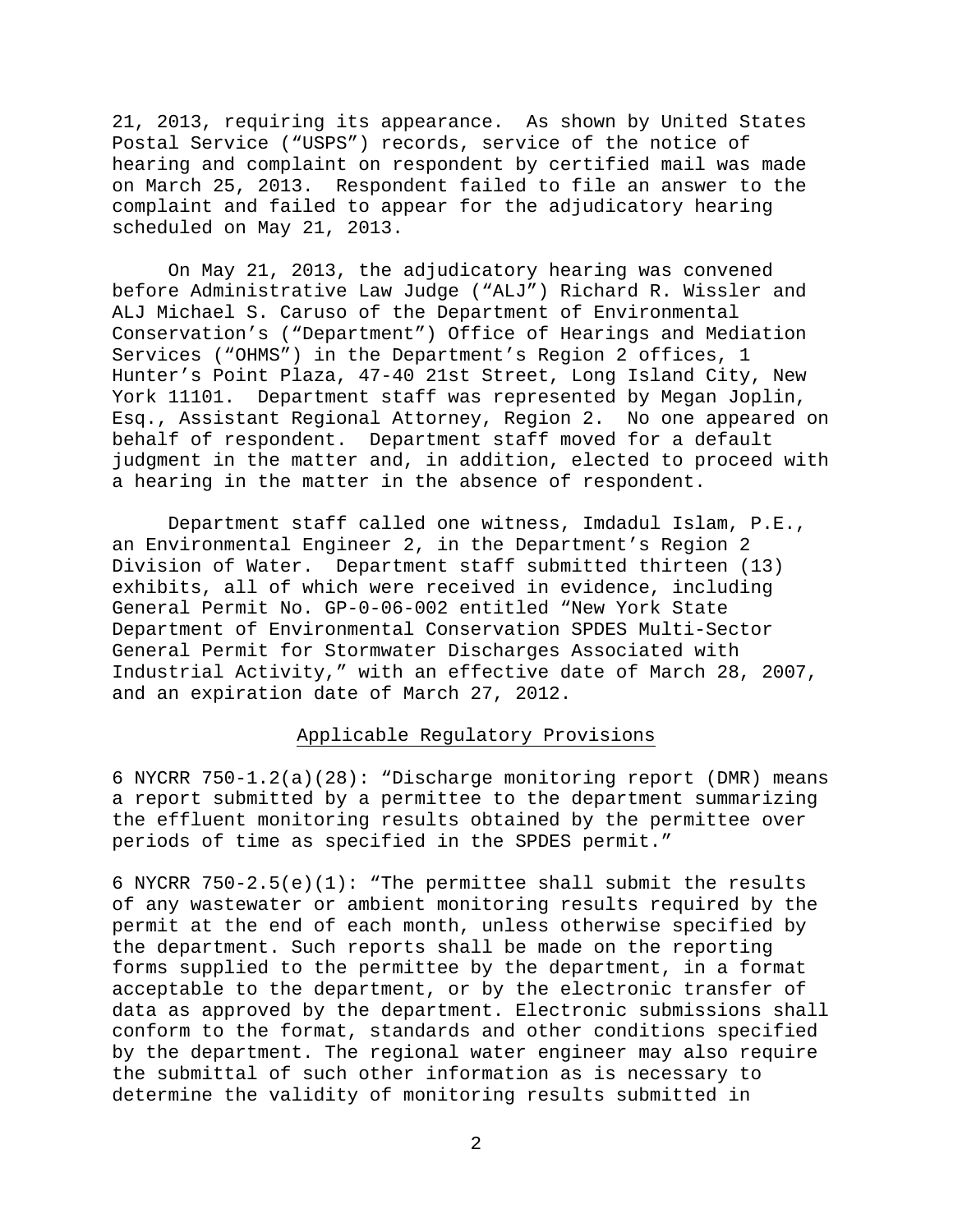21, 2013, requiring its appearance. As shown by United States Postal Service ("USPS") records, service of the notice of hearing and complaint on respondent by certified mail was made on March 25, 2013. Respondent failed to file an answer to the complaint and failed to appear for the adjudicatory hearing scheduled on May 21, 2013.

On May 21, 2013, the adjudicatory hearing was convened before Administrative Law Judge ("ALJ") Richard R. Wissler and ALJ Michael S. Caruso of the Department of Environmental Conservation's ("Department") Office of Hearings and Mediation Services ("OHMS") in the Department's Region 2 offices, 1 Hunter's Point Plaza, 47-40 21st Street, Long Island City, New York 11101. Department staff was represented by Megan Joplin, Esq., Assistant Regional Attorney, Region 2. No one appeared on behalf of respondent. Department staff moved for a default judgment in the matter and, in addition, elected to proceed with a hearing in the matter in the absence of respondent.

Department staff called one witness, Imdadul Islam, P.E., an Environmental Engineer 2, in the Department's Region 2 Division of Water. Department staff submitted thirteen (13) exhibits, all of which were received in evidence, including General Permit No. GP-0-06-002 entitled "New York State Department of Environmental Conservation SPDES Multi-Sector General Permit for Stormwater Discharges Associated with Industrial Activity," with an effective date of March 28, 2007, and an expiration date of March 27, 2012.

## Applicable Regulatory Provisions

6 NYCRR 750-1.2(a)(28): "Discharge monitoring report (DMR) means a report submitted by a permittee to the department summarizing the effluent monitoring results obtained by the permittee over periods of time as specified in the SPDES permit."

6 NYCRR 750-2.5(e)(1): "The permittee shall submit the results of any wastewater or ambient monitoring results required by the permit at the end of each month, unless otherwise specified by the department. Such reports shall be made on the reporting forms supplied to the permittee by the department, in a format acceptable to the department, or by the electronic transfer of data as approved by the department. Electronic submissions shall conform to the format, standards and other conditions specified by the department. The regional water engineer may also require the submittal of such other information as is necessary to determine the validity of monitoring results submitted in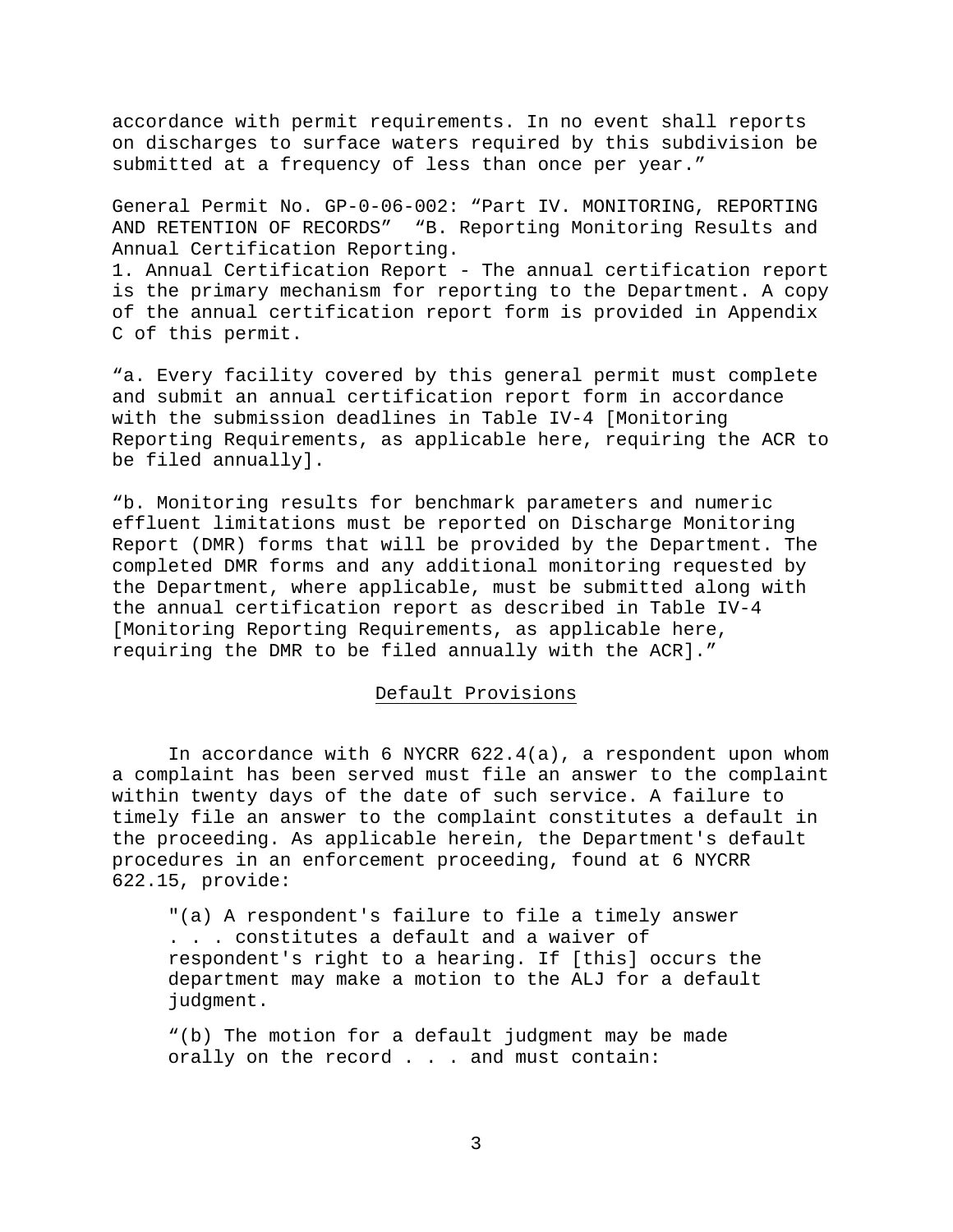accordance with permit requirements. In no event shall reports on discharges to surface waters required by this subdivision be submitted at a frequency of less than once per year.”

General Permit No. GP-0-06-002: “Part IV. MONITORING, REPORTING AND RETENTION OF RECORDS” “B. Reporting Monitoring Results and Annual Certification Reporting.
1. Annual Certification Report - The annual certification report is the primary mechanism for reporting to the Department. A copy of the annual certification report form is provided in Appendix C of this permit.

“a. Every facility covered by this general permit must complete and submit an annual certification report form in accordance with the submission deadlines in Table IV-4 [Monitoring Reporting Requirements, as applicable here, requiring the ACR to be filed annually].

“b. Monitoring results for benchmark parameters and numeric effluent limitations must be reported on Discharge Monitoring Report (DMR) forms that will be provided by the Department. The completed DMR forms and any additional monitoring requested by the Department, where applicable, must be submitted along with the annual certification report as described in Table IV-4 [Monitoring Reporting Requirements, as applicable here, requiring the DMR to be filed annually with the ACR].”

## Default Provisions

In accordance with 6 NYCRR 622.4(a), a respondent upon whom a complaint has been served must file an answer to the complaint within twenty days of the date of such service. A failure to timely file an answer to the complaint constitutes a default in the proceeding. As applicable herein, the Department's default procedures in an enforcement proceeding, found at 6 NYCRR 622.15, provide:

> "(a) A respondent's failure to file a timely answer . . . constitutes a default and a waiver of respondent's right to a hearing. If [this] occurs the department may make a motion to the ALJ for a default judgment.
>
> “(b) The motion for a default judgment may be made orally on the record . . . and must contain: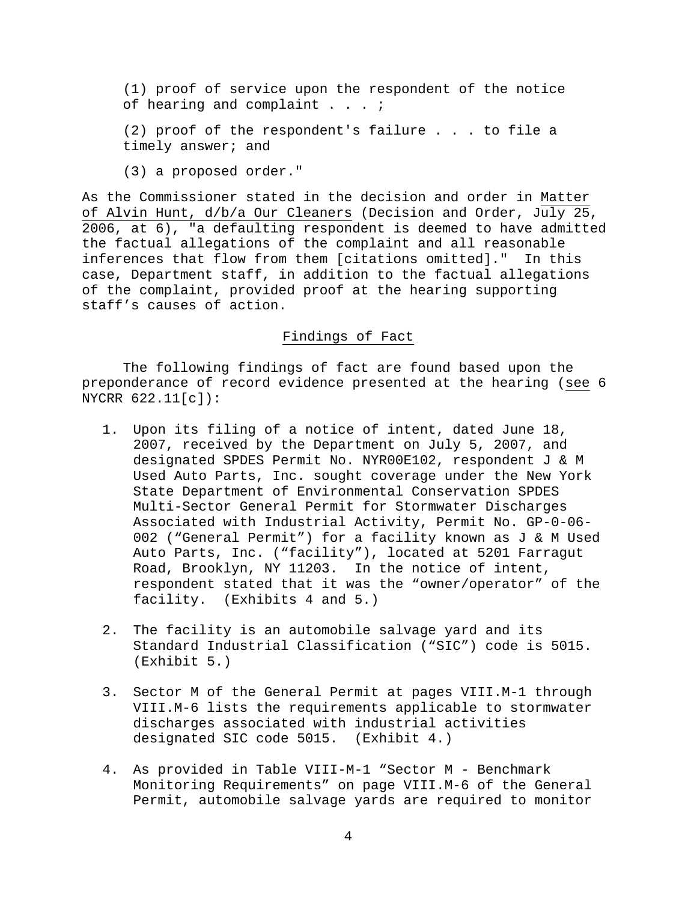(1) proof of service upon the respondent of the notice of hearing and complaint . . . ;

(2) proof of the respondent's failure . . . to file a timely answer; and

(3) a proposed order."

As the Commissioner stated in the decision and order in Matter of Alvin Hunt, d/b/a Our Cleaners (Decision and Order, July 25, 2006, at 6), "a defaulting respondent is deemed to have admitted the factual allegations of the complaint and all reasonable inferences that flow from them [citations omitted]." In this case, Department staff, in addition to the factual allegations of the complaint, provided proof at the hearing supporting staff's causes of action.

## Findings of Fact

The following findings of fact are found based upon the preponderance of record evidence presented at the hearing (see 6 NYCRR 622.11[c]):

1. Upon its filing of a notice of intent, dated June 18, 2007, received by the Department on July 5, 2007, and designated SPDES Permit No. NYR00E102, respondent J & M Used Auto Parts, Inc. sought coverage under the New York State Department of Environmental Conservation SPDES Multi-Sector General Permit for Stormwater Discharges Associated with Industrial Activity, Permit No. GP-0-06-002 ("General Permit") for a facility known as J & M Used Auto Parts, Inc. ("facility"), located at 5201 Farragut Road, Brooklyn, NY 11203. In the notice of intent, respondent stated that it was the "owner/operator" of the facility. (Exhibits 4 and 5.)

2. The facility is an automobile salvage yard and its Standard Industrial Classification ("SIC") code is 5015. (Exhibit 5.)

3. Sector M of the General Permit at pages VIII.M-1 through VIII.M-6 lists the requirements applicable to stormwater discharges associated with industrial activities designated SIC code 5015. (Exhibit 4.)

4. As provided in Table VIII-M-1 "Sector M - Benchmark Monitoring Requirements" on page VIII.M-6 of the General Permit, automobile salvage yards are required to monitor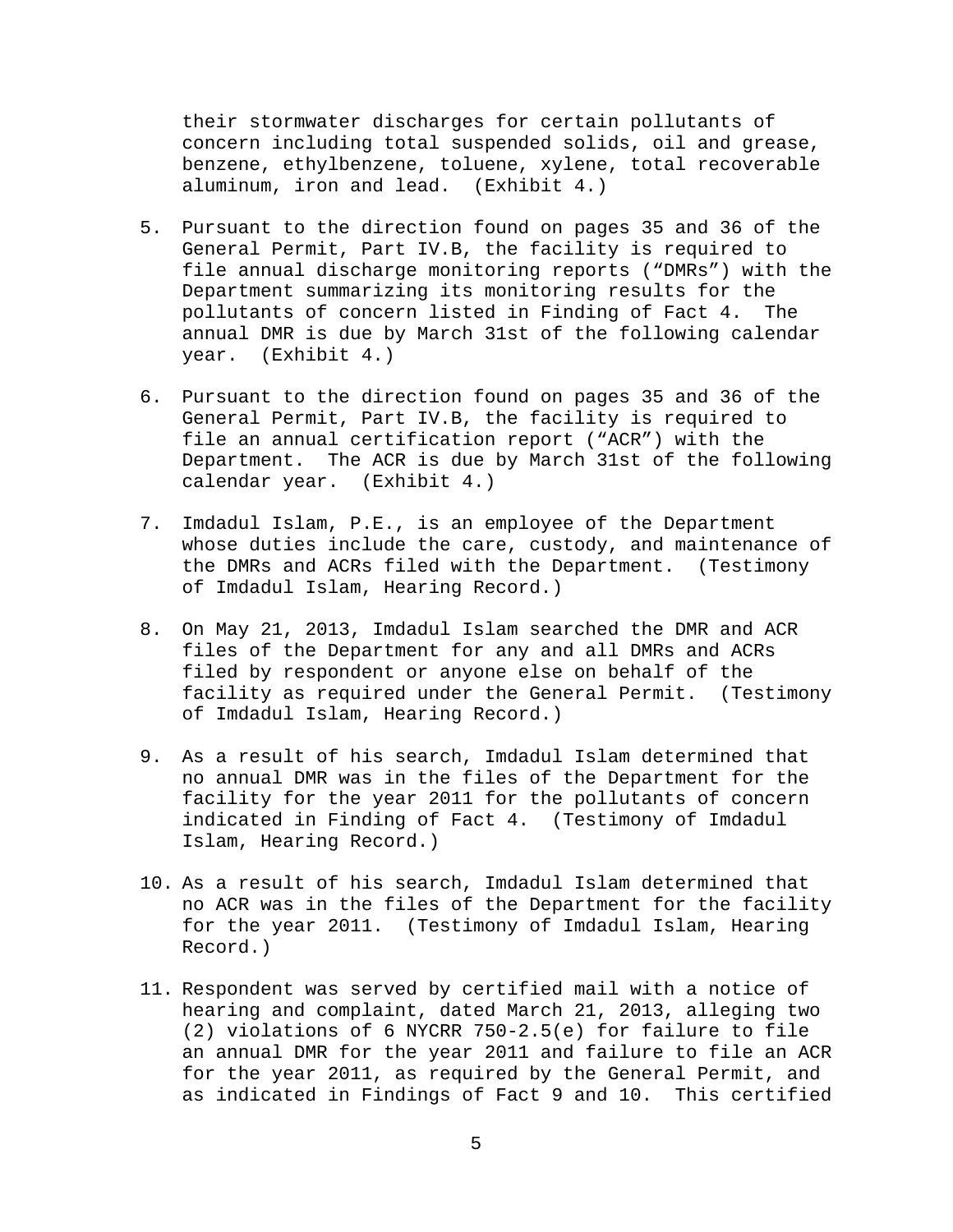their stormwater discharges for certain pollutants of concern including total suspended solids, oil and grease, benzene, ethylbenzene, toluene, xylene, total recoverable aluminum, iron and lead. (Exhibit 4.)

5. Pursuant to the direction found on pages 35 and 36 of the General Permit, Part IV.B, the facility is required to file annual discharge monitoring reports ("DMRs") with the Department summarizing its monitoring results for the pollutants of concern listed in Finding of Fact 4. The annual DMR is due by March 31st of the following calendar year. (Exhibit 4.)

6. Pursuant to the direction found on pages 35 and 36 of the General Permit, Part IV.B, the facility is required to file an annual certification report ("ACR") with the Department. The ACR is due by March 31st of the following calendar year. (Exhibit 4.)

7. Imdadul Islam, P.E., is an employee of the Department whose duties include the care, custody, and maintenance of the DMRs and ACRs filed with the Department. (Testimony of Imdadul Islam, Hearing Record.)

8. On May 21, 2013, Imdadul Islam searched the DMR and ACR files of the Department for any and all DMRs and ACRs filed by respondent or anyone else on behalf of the facility as required under the General Permit. (Testimony of Imdadul Islam, Hearing Record.)

9. As a result of his search, Imdadul Islam determined that no annual DMR was in the files of the Department for the facility for the year 2011 for the pollutants of concern indicated in Finding of Fact 4. (Testimony of Imdadul Islam, Hearing Record.)

10. As a result of his search, Imdadul Islam determined that no ACR was in the files of the Department for the facility for the year 2011. (Testimony of Imdadul Islam, Hearing Record.)

11. Respondent was served by certified mail with a notice of hearing and complaint, dated March 21, 2013, alleging two (2) violations of 6 NYCRR 750-2.5(e) for failure to file an annual DMR for the year 2011 and failure to file an ACR for the year 2011, as required by the General Permit, and as indicated in Findings of Fact 9 and 10. This certified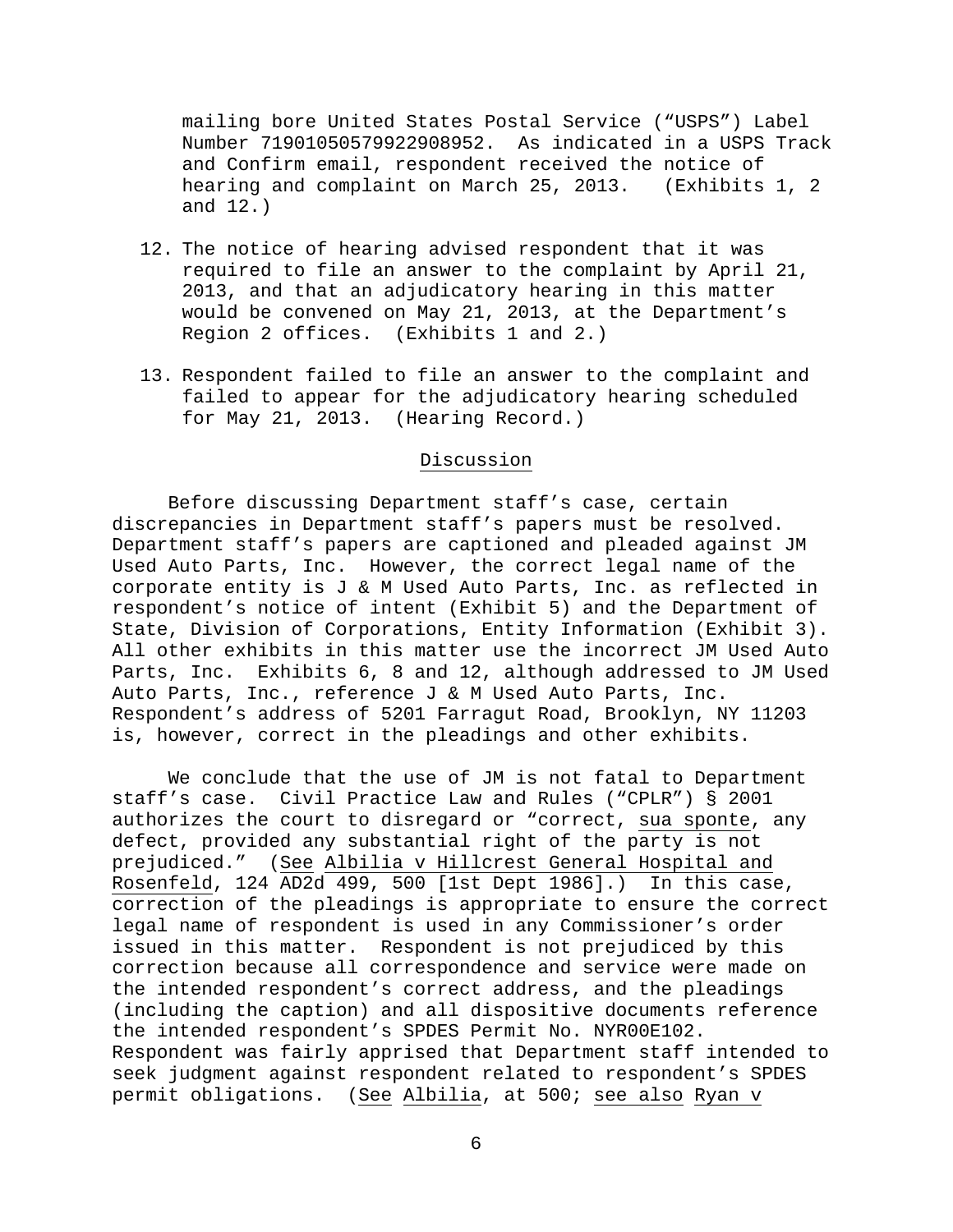mailing bore United States Postal Service ("USPS") Label Number 71901050579922908952. As indicated in a USPS Track and Confirm email, respondent received the notice of hearing and complaint on March 25, 2013. (Exhibits 1, 2 and 12.)

12. The notice of hearing advised respondent that it was required to file an answer to the complaint by April 21, 2013, and that an adjudicatory hearing in this matter would be convened on May 21, 2013, at the Department's Region 2 offices. (Exhibits 1 and 2.)

13. Respondent failed to file an answer to the complaint and failed to appear for the adjudicatory hearing scheduled for May 21, 2013. (Hearing Record.)

## Discussion

Before discussing Department staff's case, certain discrepancies in Department staff's papers must be resolved. Department staff's papers are captioned and pleaded against JM Used Auto Parts, Inc. However, the correct legal name of the corporate entity is J & M Used Auto Parts, Inc. as reflected in respondent's notice of intent (Exhibit 5) and the Department of State, Division of Corporations, Entity Information (Exhibit 3). All other exhibits in this matter use the incorrect JM Used Auto Parts, Inc. Exhibits 6, 8 and 12, although addressed to JM Used Auto Parts, Inc., reference J & M Used Auto Parts, Inc. Respondent's address of 5201 Farragut Road, Brooklyn, NY 11203 is, however, correct in the pleadings and other exhibits.

We conclude that the use of JM is not fatal to Department staff's case. Civil Practice Law and Rules ("CPLR") § 2001 authorizes the court to disregard or "correct, sua sponte, any defect, provided any substantial right of the party is not prejudiced." (See Albilia v Hillcrest General Hospital and Rosenfeld, 124 AD2d 499, 500 [1st Dept 1986].) In this case, correction of the pleadings is appropriate to ensure the correct legal name of respondent is used in any Commissioner's order issued in this matter. Respondent is not prejudiced by this correction because all correspondence and service were made on the intended respondent's correct address, and the pleadings (including the caption) and all dispositive documents reference the intended respondent's SPDES Permit No. NYR00E102. Respondent was fairly apprised that Department staff intended to seek judgment against respondent related to respondent's SPDES permit obligations. (See Albilia, at 500; see also Ryan v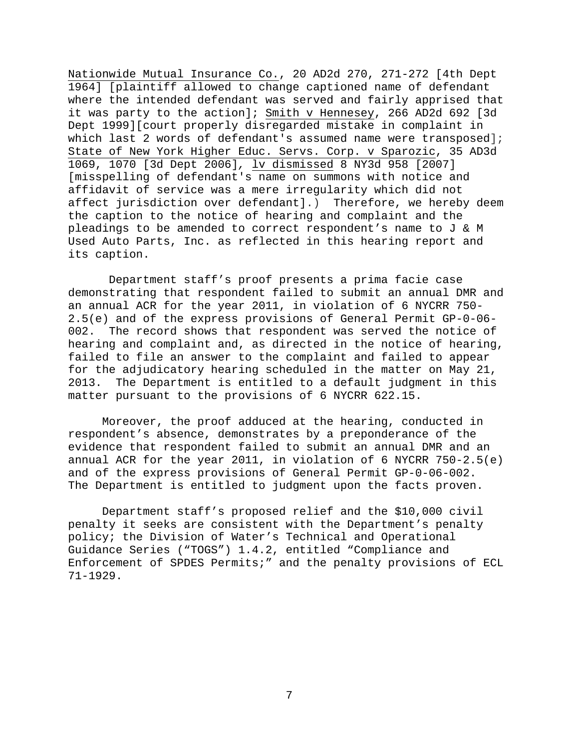Nationwide Mutual Insurance Co., 20 AD2d 270, 271-272 [4th Dept 1964] [plaintiff allowed to change captioned name of defendant where the intended defendant was served and fairly apprised that it was party to the action]; Smith v Hennesey, 266 AD2d 692 [3d Dept 1999][court properly disregarded mistake in complaint in which last 2 words of defendant's assumed name were transposed]; State of New York Higher Educ. Servs. Corp. v Sparozic, 35 AD3d 1069, 1070 [3d Dept 2006], lv dismissed 8 NY3d 958 [2007] [misspelling of defendant's name on summons with notice and affidavit of service was a mere irregularity which did not affect jurisdiction over defendant].) Therefore, we hereby deem the caption to the notice of hearing and complaint and the pleadings to be amended to correct respondent's name to J & M Used Auto Parts, Inc. as reflected in this hearing report and its caption.

Department staff's proof presents a prima facie case demonstrating that respondent failed to submit an annual DMR and an annual ACR for the year 2011, in violation of 6 NYCRR 750-2.5(e) and of the express provisions of General Permit GP-0-06-002. The record shows that respondent was served the notice of hearing and complaint and, as directed in the notice of hearing, failed to file an answer to the complaint and failed to appear for the adjudicatory hearing scheduled in the matter on May 21, 2013. The Department is entitled to a default judgment in this matter pursuant to the provisions of 6 NYCRR 622.15.

Moreover, the proof adduced at the hearing, conducted in respondent's absence, demonstrates by a preponderance of the evidence that respondent failed to submit an annual DMR and an annual ACR for the year 2011, in violation of 6 NYCRR 750-2.5(e) and of the express provisions of General Permit GP-0-06-002. The Department is entitled to judgment upon the facts proven.

Department staff's proposed relief and the $10,000 civil penalty it seeks are consistent with the Department's penalty policy; the Division of Water's Technical and Operational Guidance Series ("TOGS") 1.4.2, entitled "Compliance and Enforcement of SPDES Permits;" and the penalty provisions of ECL 71-1929.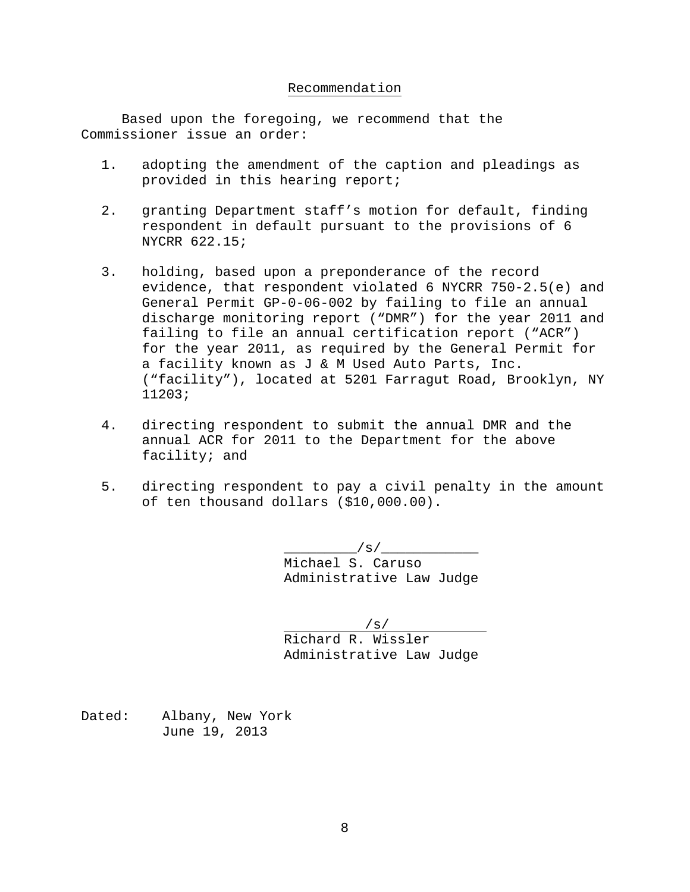## Recommendation

Based upon the foregoing, we recommend that the Commissioner issue an order:

1. adopting the amendment of the caption and pleadings as provided in this hearing report;

2. granting Department staff's motion for default, finding respondent in default pursuant to the provisions of 6 NYCRR 622.15;

3. holding, based upon a preponderance of the record evidence, that respondent violated 6 NYCRR 750-2.5(e) and General Permit GP-0-06-002 by failing to file an annual discharge monitoring report ("DMR") for the year 2011 and failing to file an annual certification report ("ACR") for the year 2011, as required by the General Permit for a facility known as J & M Used Auto Parts, Inc. ("facility"), located at 5201 Farragut Road, Brooklyn, NY 11203;

4. directing respondent to submit the annual DMR and the annual ACR for 2011 to the Department for the above facility; and

5. directing respondent to pay a civil penalty in the amount of ten thousand dollars ($10,000.00).

/s/
Michael S. Caruso
Administrative Law Judge

/s/
Richard R. Wissler
Administrative Law Judge

Dated: Albany, New York
June 19, 2013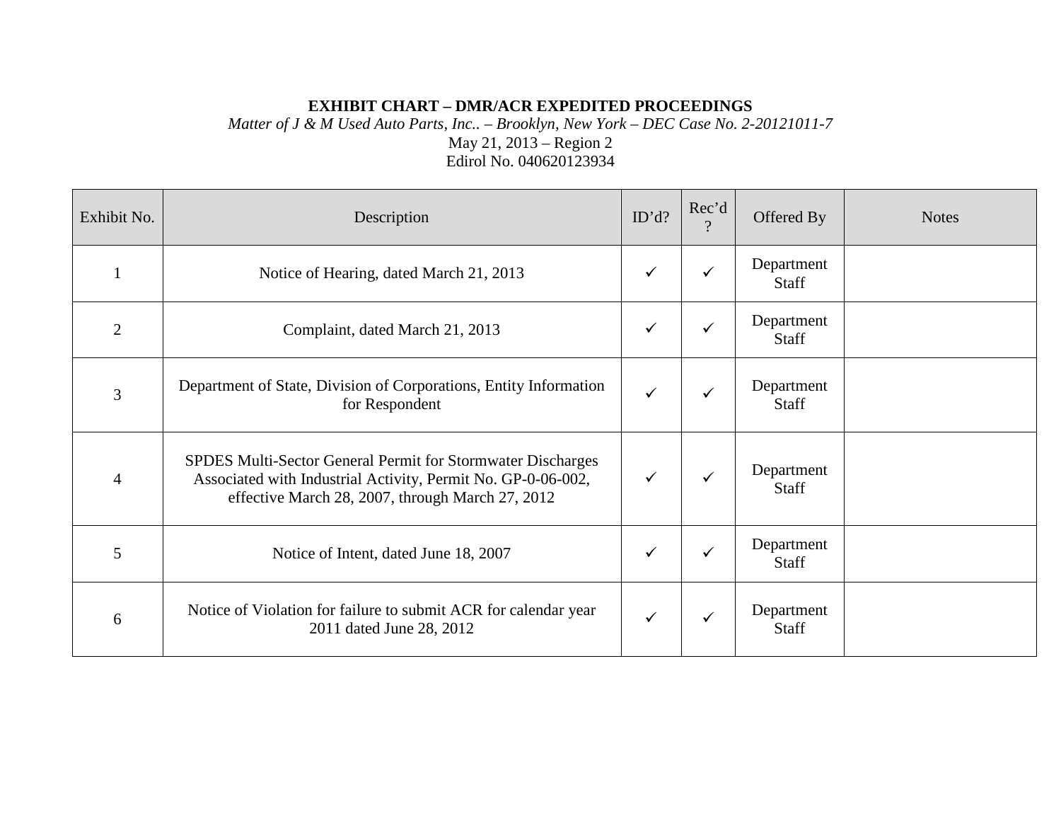**EXHIBIT CHART – DMR/ACR EXPEDITED PROCEEDINGS**

*Matter of J & M Used Auto Parts, Inc.. – Brooklyn, New York – DEC Case No. 2-20121011-7*

May 21, 2013 – Region 2

Edirol No. 040620123934

| Exhibit No. | Description | ID'd? | Rec'd? | Offered By | Notes |
|---|---|---|---|---|---|
| 1 | Notice of Hearing, dated March 21, 2013 | ✓ | ✓ | Department Staff | |
| 2 | Complaint, dated March 21, 2013 | ✓ | ✓ | Department Staff | |
| 3 | Department of State, Division of Corporations, Entity Information for Respondent | ✓ | ✓ | Department Staff | |
| 4 | SPDES Multi-Sector General Permit for Stormwater Discharges Associated with Industrial Activity, Permit No. GP-0-06-002, effective March 28, 2007, through March 27, 2012 | ✓ | ✓ | Department Staff | |
| 5 | Notice of Intent, dated June 18, 2007 | ✓ | ✓ | Department Staff | |
| 6 | Notice of Violation for failure to submit ACR for calendar year 2011 dated June 28, 2012 | ✓ | ✓ | Department Staff | |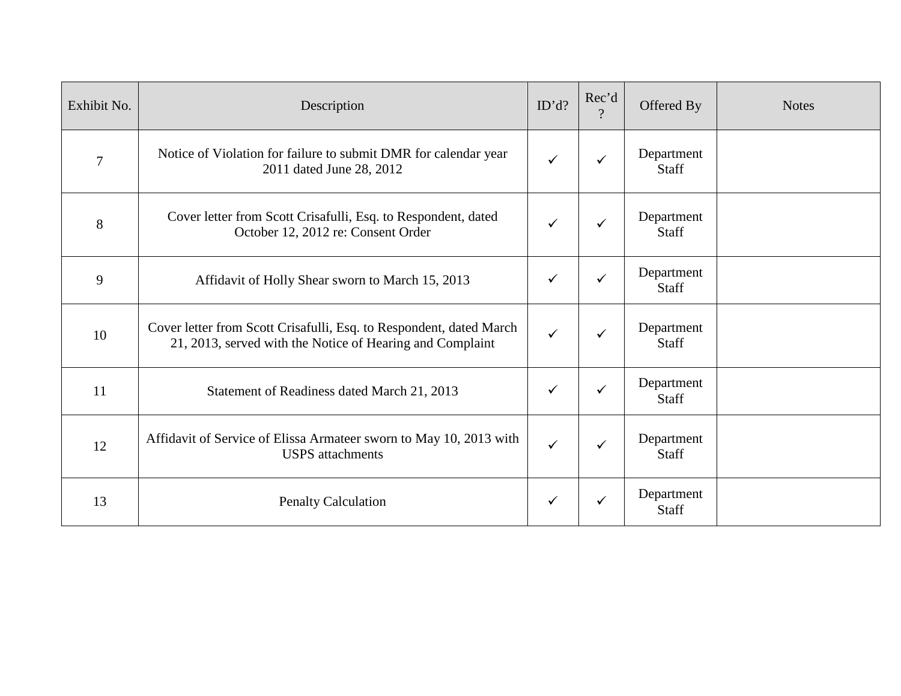| Exhibit No. | Description | ID'd? | Rec'd? | Offered By | Notes |
|---|---|---|---|---|---|
| 7 | Notice of Violation for failure to submit DMR for calendar year 2011 dated June 28, 2012 | ✓ | ✓ | Department Staff | |
| 8 | Cover letter from Scott Crisafulli, Esq. to Respondent, dated October 12, 2012 re: Consent Order | ✓ | ✓ | Department Staff | |
| 9 | Affidavit of Holly Shear sworn to March 15, 2013 | ✓ | ✓ | Department Staff | |
| 10 | Cover letter from Scott Crisafulli, Esq. to Respondent, dated March 21, 2013, served with the Notice of Hearing and Complaint | ✓ | ✓ | Department Staff | |
| 11 | Statement of Readiness dated March 21, 2013 | ✓ | ✓ | Department Staff | |
| 12 | Affidavit of Service of Elissa Armateer sworn to May 10, 2013 with USPS attachments | ✓ | ✓ | Department Staff | |
| 13 | Penalty Calculation | ✓ | ✓ | Department Staff | |